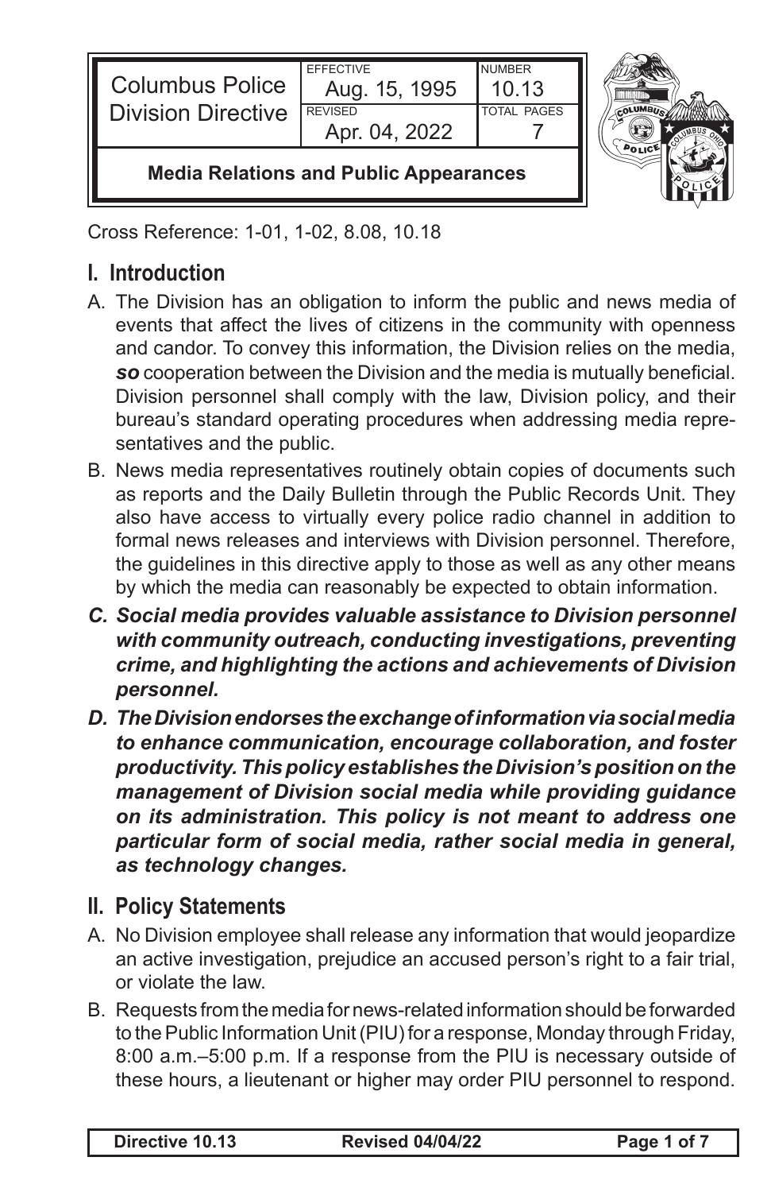| Columbus Police Division Directive | EFFECTIVE Aug. 15, 1995 | NUMBER 10.13 |
|---|---|---|
| | REVISED Apr. 04, 2022 | TOTAL PAGES 7 |

**Media Relations and Public Appearances**

Cross Reference: 1-01, 1-02, 8.08, 10.18

## I. Introduction

A. The Division has an obligation to inform the public and news media of events that affect the lives of citizens in the community with openness and candor. To convey this information, the Division relies on the media, ***so*** cooperation between the Division and the media is mutually beneficial. Division personnel shall comply with the law, Division policy, and their bureau's standard operating procedures when addressing media representatives and the public.

B. News media representatives routinely obtain copies of documents such as reports and the Daily Bulletin through the Public Records Unit. They also have access to virtually every police radio channel in addition to formal news releases and interviews with Division personnel. Therefore, the guidelines in this directive apply to those as well as any other means by which the media can reasonably be expected to obtain information.

***C. Social media provides valuable assistance to Division personnel with community outreach, conducting investigations, preventing crime, and highlighting the actions and achievements of Division personnel.***

***D. The Division endorses the exchange of information via social media to enhance communication, encourage collaboration, and foster productivity. This policy establishes the Division's position on the management of Division social media while providing guidance on its administration. This policy is not meant to address one particular form of social media, rather social media in general, as technology changes.***

## II. Policy Statements

A. No Division employee shall release any information that would jeopardize an active investigation, prejudice an accused person's right to a fair trial, or violate the law.

B. Requests from the media for news-related information should be forwarded to the Public Information Unit (PIU) for a response, Monday through Friday, 8:00 a.m.–5:00 p.m. If a response from the PIU is necessary outside of these hours, a lieutenant or higher may order PIU personnel to respond.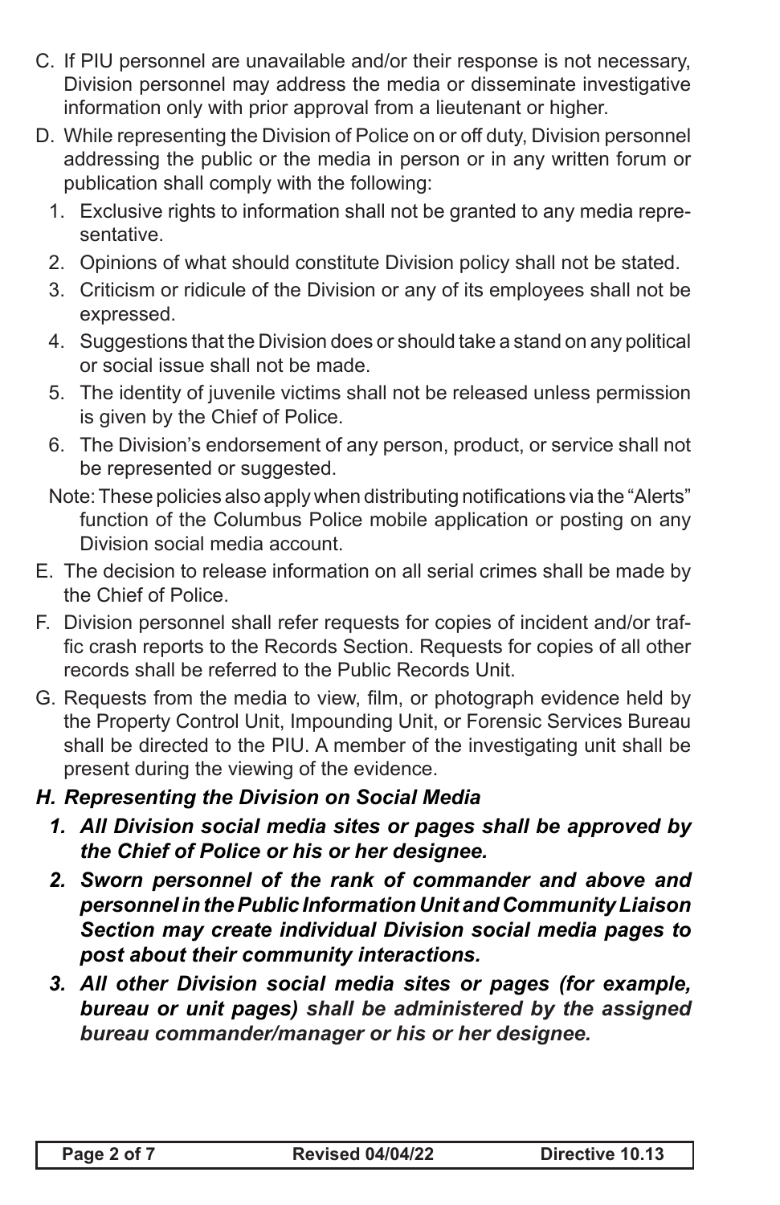C. If PIU personnel are unavailable and/or their response is not necessary, Division personnel may address the media or disseminate investigative information only with prior approval from a lieutenant or higher.

D. While representing the Division of Police on or off duty, Division personnel addressing the public or the media in person or in any written forum or publication shall comply with the following:

   1. Exclusive rights to information shall not be granted to any media representative.
   2. Opinions of what should constitute Division policy shall not be stated.
   3. Criticism or ridicule of the Division or any of its employees shall not be expressed.
   4. Suggestions that the Division does or should take a stand on any political or social issue shall not be made.
   5. The identity of juvenile victims shall not be released unless permission is given by the Chief of Police.
   6. The Division's endorsement of any person, product, or service shall not be represented or suggested.

   Note: These policies also apply when distributing notifications via the "Alerts" function of the Columbus Police mobile application or posting on any Division social media account.

E. The decision to release information on all serial crimes shall be made by the Chief of Police.

F. Division personnel shall refer requests for copies of incident and/or traffic crash reports to the Records Section. Requests for copies of all other records shall be referred to the Public Records Unit.

G. Requests from the media to view, film, or photograph evidence held by the Property Control Unit, Impounding Unit, or Forensic Services Bureau shall be directed to the PIU. A member of the investigating unit shall be present during the viewing of the evidence.

***H. Representing the Division on Social Media***

   ***1. All Division social media sites or pages shall be approved by the Chief of Police or his or her designee.***
   ***2. Sworn personnel of the rank of commander and above and personnel in the Public Information Unit and Community Liaison Section may create individual Division social media pages to post about their community interactions.***
   ***3. All other Division social media sites or pages (for example, bureau or unit pages) shall be administered by the assigned bureau commander/manager or his or her designee.***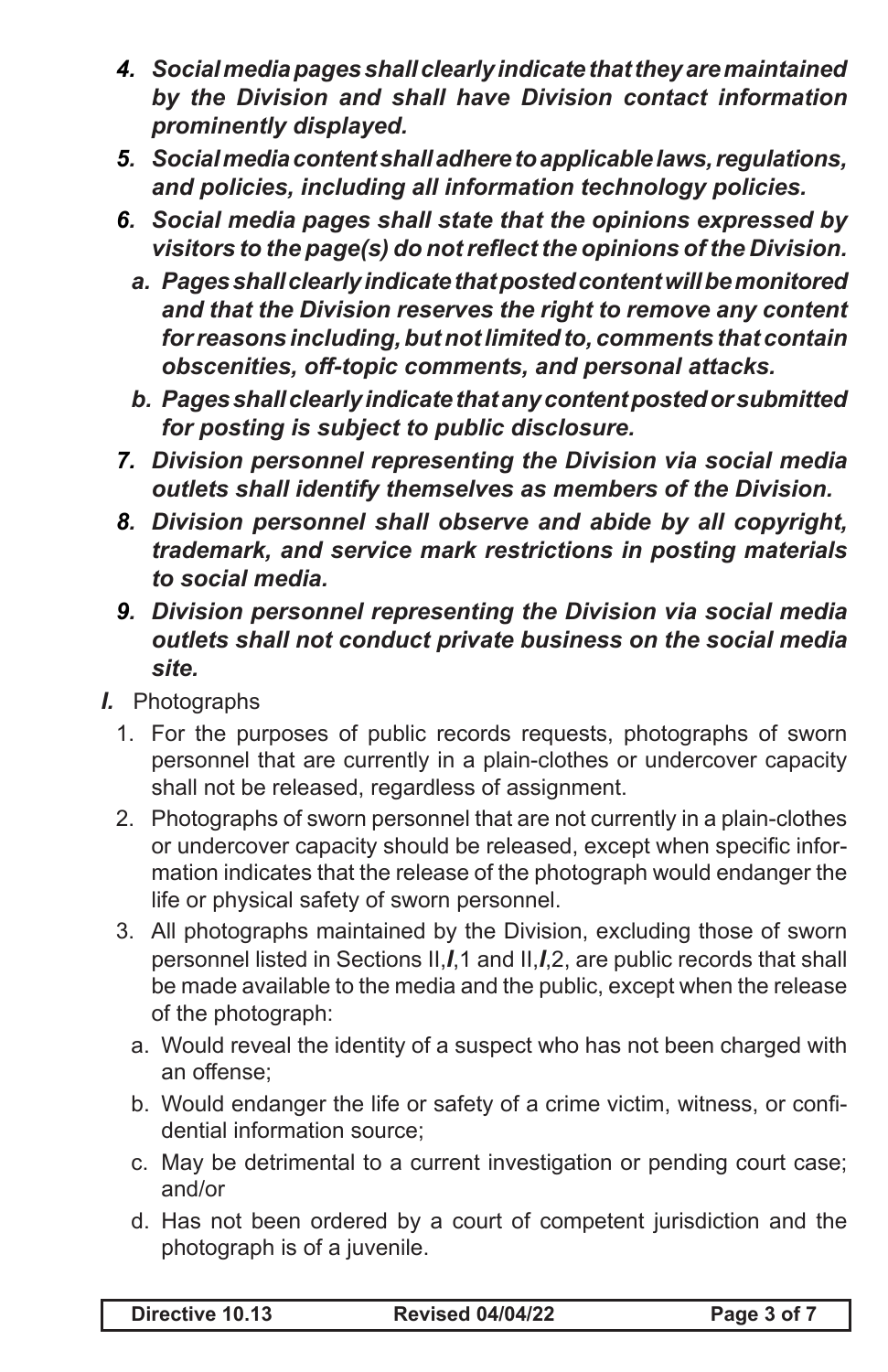4. ***Social media pages shall clearly indicate that they are maintained by the Division and shall have Division contact information prominently displayed.***
5. ***Social media content shall adhere to applicable laws, regulations, and policies, including all information technology policies.***
6. ***Social media pages shall state that the opinions expressed by visitors to the page(s) do not reflect the opinions of the Division.***
   a. ***Pages shall clearly indicate that posted content will be monitored and that the Division reserves the right to remove any content for reasons including, but not limited to, comments that contain obscenities, off-topic comments, and personal attacks.***
   b. ***Pages shall clearly indicate that any content posted or submitted for posting is subject to public disclosure.***
7. ***Division personnel representing the Division via social media outlets shall identify themselves as members of the Division.***
8. ***Division personnel shall observe and abide by all copyright, trademark, and service mark restrictions in posting materials to social media.***
9. ***Division personnel representing the Division via social media outlets shall not conduct private business on the social media site.***

***I.*** Photographs

1. For the purposes of public records requests, photographs of sworn personnel that are currently in a plain-clothes or undercover capacity shall not be released, regardless of assignment.
2. Photographs of sworn personnel that are not currently in a plain-clothes or undercover capacity should be released, except when specific information indicates that the release of the photograph would endanger the life or physical safety of sworn personnel.
3. All photographs maintained by the Division, excluding those of sworn personnel listed in Sections II,***I***,1 and II,***I***,2, are public records that shall be made available to the media and the public, except when the release of the photograph:
   a. Would reveal the identity of a suspect who has not been charged with an offense;
   b. Would endanger the life or safety of a crime victim, witness, or confidential information source;
   c. May be detrimental to a current investigation or pending court case; and/or
   d. Has not been ordered by a court of competent jurisdiction and the photograph is of a juvenile.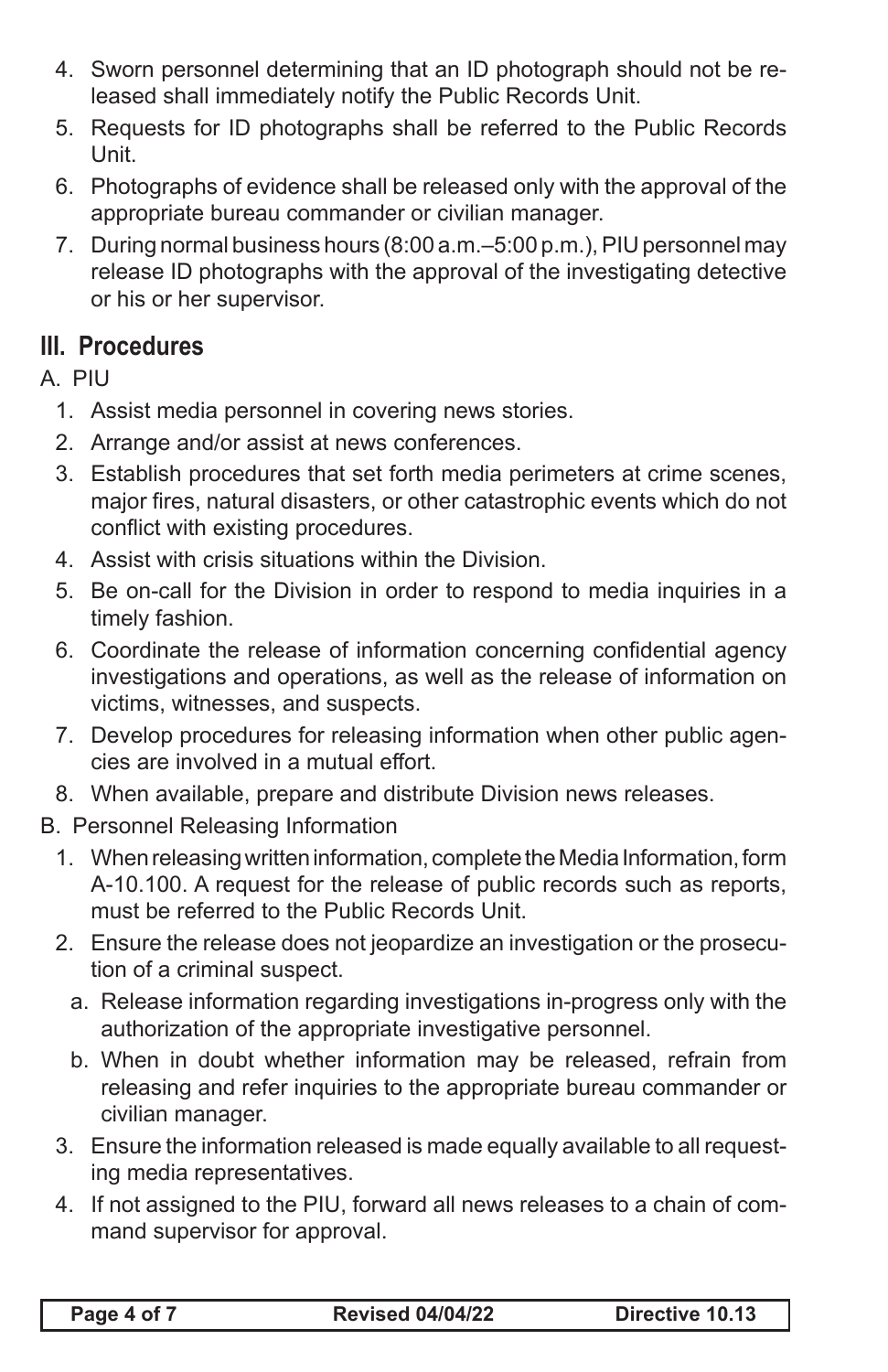4. Sworn personnel determining that an ID photograph should not be released shall immediately notify the Public Records Unit.
5. Requests for ID photographs shall be referred to the Public Records Unit.
6. Photographs of evidence shall be released only with the approval of the appropriate bureau commander or civilian manager.
7. During normal business hours (8:00 a.m.–5:00 p.m.), PIU personnel may release ID photographs with the approval of the investigating detective or his or her supervisor.

## III. Procedures

A. PIU

1. Assist media personnel in covering news stories.
2. Arrange and/or assist at news conferences.
3. Establish procedures that set forth media perimeters at crime scenes, major fires, natural disasters, or other catastrophic events which do not conflict with existing procedures.
4. Assist with crisis situations within the Division.
5. Be on-call for the Division in order to respond to media inquiries in a timely fashion.
6. Coordinate the release of information concerning confidential agency investigations and operations, as well as the release of information on victims, witnesses, and suspects.
7. Develop procedures for releasing information when other public agencies are involved in a mutual effort.
8. When available, prepare and distribute Division news releases.

B. Personnel Releasing Information

1. When releasing written information, complete the Media Information, form A-10.100. A request for the release of public records such as reports, must be referred to the Public Records Unit.
2. Ensure the release does not jeopardize an investigation or the prosecution of a criminal suspect.
   a. Release information regarding investigations in-progress only with the authorization of the appropriate investigative personnel.
   b. When in doubt whether information may be released, refrain from releasing and refer inquiries to the appropriate bureau commander or civilian manager.
3. Ensure the information released is made equally available to all requesting media representatives.
4. If not assigned to the PIU, forward all news releases to a chain of command supervisor for approval.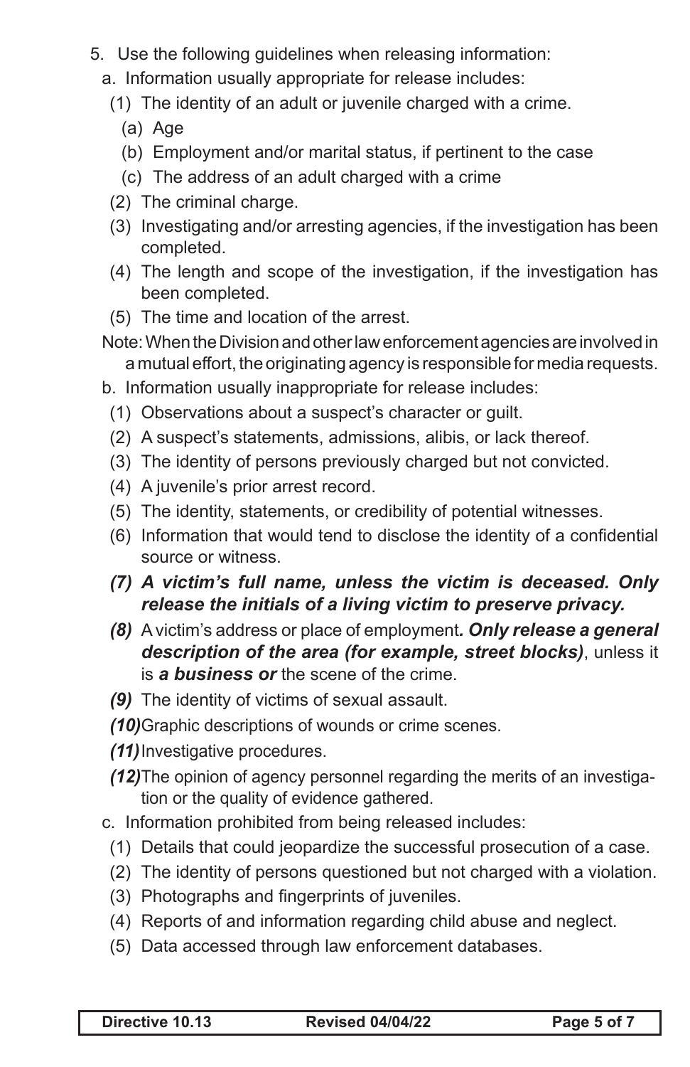5. Use the following guidelines when releasing information:
   a. Information usually appropriate for release includes:
      (1) The identity of an adult or juvenile charged with a crime.
         (a) Age
         (b) Employment and/or marital status, if pertinent to the case
         (c) The address of an adult charged with a crime
      (2) The criminal charge.
      (3) Investigating and/or arresting agencies, if the investigation has been completed.
      (4) The length and scope of the investigation, if the investigation has been completed.
      (5) The time and location of the arrest.

      Note: When the Division and other law enforcement agencies are involved in a mutual effort, the originating agency is responsible for media requests.
   b. Information usually inappropriate for release includes:
      (1) Observations about a suspect's character or guilt.
      (2) A suspect's statements, admissions, alibis, or lack thereof.
      (3) The identity of persons previously charged but not convicted.
      (4) A juvenile's prior arrest record.
      (5) The identity, statements, or credibility of potential witnesses.
      (6) Information that would tend to disclose the identity of a confidential source or witness.
      ***(7) A victim's full name, unless the victim is deceased. Only release the initials of a living victim to preserve privacy.***
      ***(8)*** A victim's address or place of employment***. Only release a general description of the area (for example, street blocks)***, unless it is ***a business or*** the scene of the crime.
      ***(9)*** The identity of victims of sexual assault.
      ***(10)*** Graphic descriptions of wounds or crime scenes.
      ***(11)*** Investigative procedures.
      ***(12)*** The opinion of agency personnel regarding the merits of an investigation or the quality of evidence gathered.
   c. Information prohibited from being released includes:
      (1) Details that could jeopardize the successful prosecution of a case.
      (2) The identity of persons questioned but not charged with a violation.
      (3) Photographs and fingerprints of juveniles.
      (4) Reports of and information regarding child abuse and neglect.
      (5) Data accessed through law enforcement databases.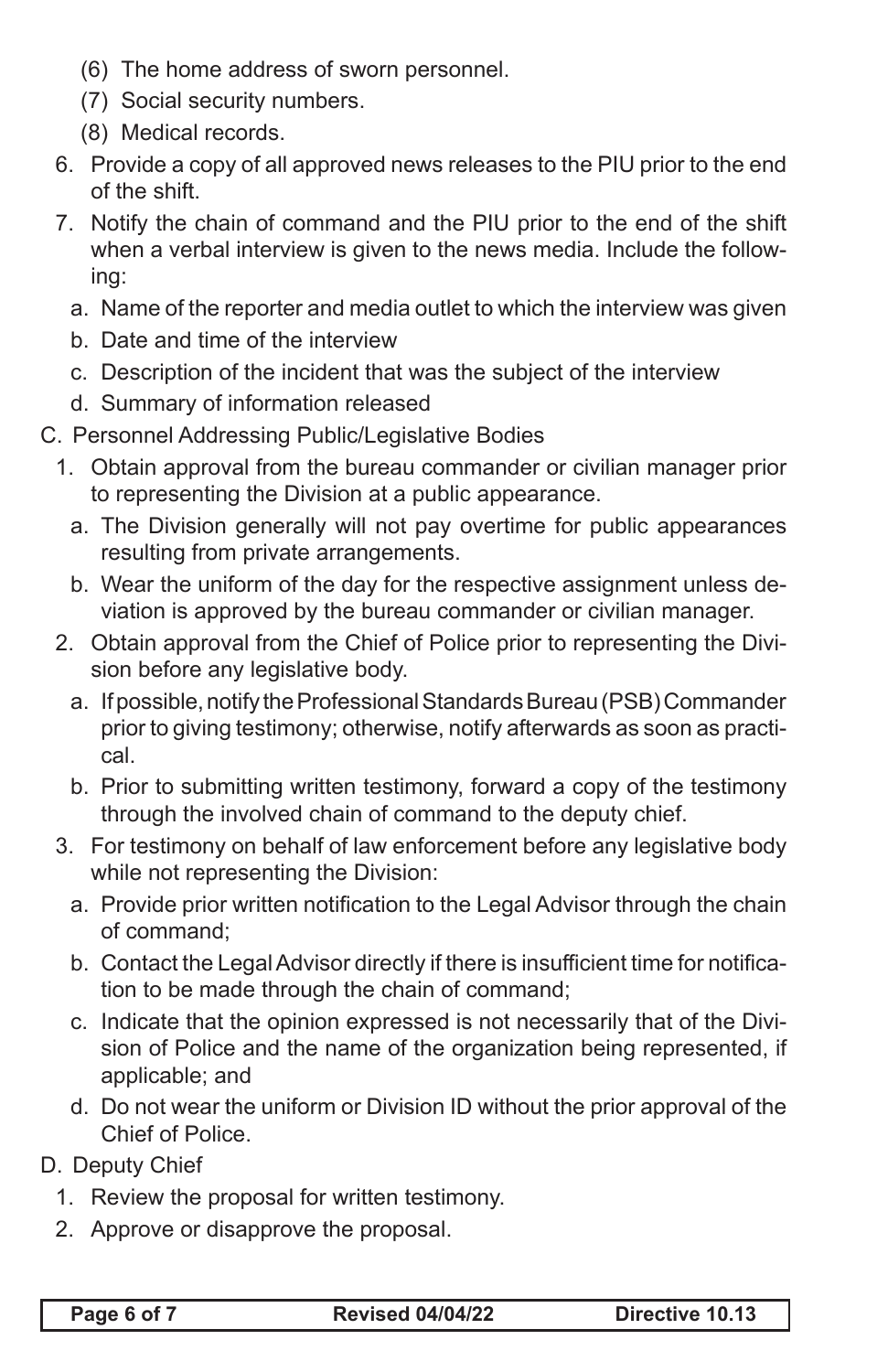(6) The home address of sworn personnel.
   (7) Social security numbers.
   (8) Medical records.

6. Provide a copy of all approved news releases to the PIU prior to the end of the shift.
7. Notify the chain of command and the PIU prior to the end of the shift when a verbal interview is given to the news media. Include the following:
   a. Name of the reporter and media outlet to which the interview was given
   b. Date and time of the interview
   c. Description of the incident that was the subject of the interview
   d. Summary of information released

C. Personnel Addressing Public/Legislative Bodies

1. Obtain approval from the bureau commander or civilian manager prior to representing the Division at a public appearance.
   a. The Division generally will not pay overtime for public appearances resulting from private arrangements.
   b. Wear the uniform of the day for the respective assignment unless deviation is approved by the bureau commander or civilian manager.
2. Obtain approval from the Chief of Police prior to representing the Division before any legislative body.
   a. If possible, notify the Professional Standards Bureau (PSB) Commander prior to giving testimony; otherwise, notify afterwards as soon as practical.
   b. Prior to submitting written testimony, forward a copy of the testimony through the involved chain of command to the deputy chief.
3. For testimony on behalf of law enforcement before any legislative body while not representing the Division:
   a. Provide prior written notification to the Legal Advisor through the chain of command;
   b. Contact the Legal Advisor directly if there is insufficient time for notification to be made through the chain of command;
   c. Indicate that the opinion expressed is not necessarily that of the Division of Police and the name of the organization being represented, if applicable; and
   d. Do not wear the uniform or Division ID without the prior approval of the Chief of Police.

D. Deputy Chief

1. Review the proposal for written testimony.
2. Approve or disapprove the proposal.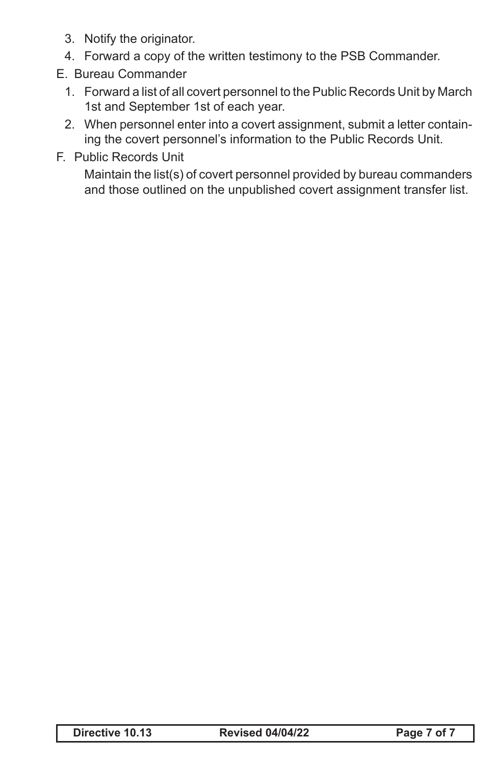3. Notify the originator.
4. Forward a copy of the written testimony to the PSB Commander.

E. Bureau Commander
1. Forward a list of all covert personnel to the Public Records Unit by March 1st and September 1st of each year.
2. When personnel enter into a covert assignment, submit a letter containing the covert personnel's information to the Public Records Unit.

F. Public Records Unit

Maintain the list(s) of covert personnel provided by bureau commanders and those outlined on the unpublished covert assignment transfer list.